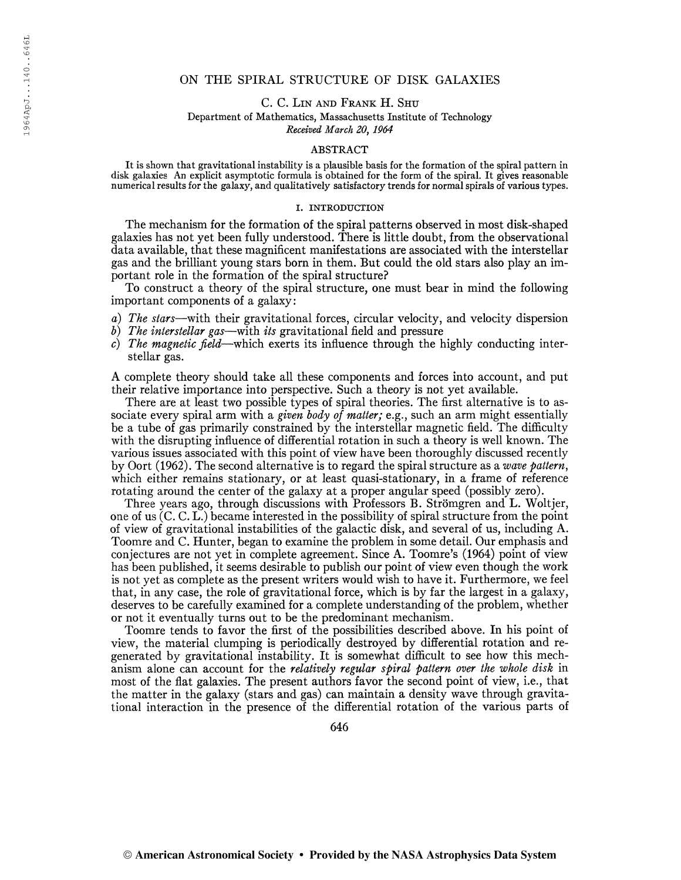# ON THE SPIRAL STRUCTURE OF DISK GALAXIES

C. C. LIN AND FRANK H. SHU

Department of Mathematics, Massachusetts Institute of Technology

*Received March 20, 1964*

## ABSTRACT

It is shown that gravitational instability is a plausible basis for the formation of the spiral pattern in disk galaxies An explicit asymptotic formula is obtained for the form of the spiral. It gives reasonable numerical results for the galaxy, and qualitatively satisfactory trends for normal spirals of various types.

## I. INTRODUCTION

The mechanism for the formation of the spiral patterns observed in most disk-shaped galaxies has not yet been fully understood. There is little doubt, from the observational data available, that these magnificent manifestations are associated with the interstellar gas and the brilliant young stars born in them. But could the old stars also play an important role in the formation of the spiral structure?

To construct a theory of the spiral structure, one must bear in mind the following important components of a galaxy:

*a*) *The stars*—with their gravitational forces, circular velocity, and velocity dispersion
*b*) *The interstellar gas*—with *its* gravitational field and pressure
*c*) *The magnetic field*—which exerts its influence through the highly conducting interstellar gas.

A complete theory should take all these components and forces into account, and put their relative importance into perspective. Such a theory is not yet available.

There are at least two possible types of spiral theories. The first alternative is to associate every spiral arm with a *given body of matter;* e.g., such an arm might essentially be a tube of gas primarily constrained by the interstellar magnetic field. The difficulty with the disrupting influence of differential rotation in such a theory is well known. The various issues associated with this point of view have been thoroughly discussed recently by Oort (1962). The second alternative is to regard the spiral structure as a *wave pattern*, which either remains stationary, or at least quasi-stationary, in a frame of reference rotating around the center of the galaxy at a proper angular speed (possibly zero).

Three years ago, through discussions with Professors B. Strömgren and L. Woltjer, one of us (C. C. L.) became interested in the possibility of spiral structure from the point of view of gravitational instabilities of the galactic disk, and several of us, including A. Toomre and C. Hunter, began to examine the problem in some detail. Our emphasis and conjectures are not yet in complete agreement. Since A. Toomre's (1964) point of view has been published, it seems desirable to publish our point of view even though the work is not yet as complete as the present writers would wish to have it. Furthermore, we feel that, in any case, the role of gravitational force, which is by far the largest in a galaxy, deserves to be carefully examined for a complete understanding of the problem, whether or not it eventually turns out to be the predominant mechanism.

Toomre tends to favor the first of the possibilities described above. In his point of view, the material clumping is periodically destroyed by differential rotation and regenerated by gravitational instability. It is somewhat difficult to see how this mechanism alone can account for the *relatively regular spiral pattern over the whole disk* in most of the flat galaxies. The present authors favor the second point of view, i.e., that the matter in the galaxy (stars and gas) can maintain a density wave through gravitational interaction in the presence of the differential rotation of the various parts of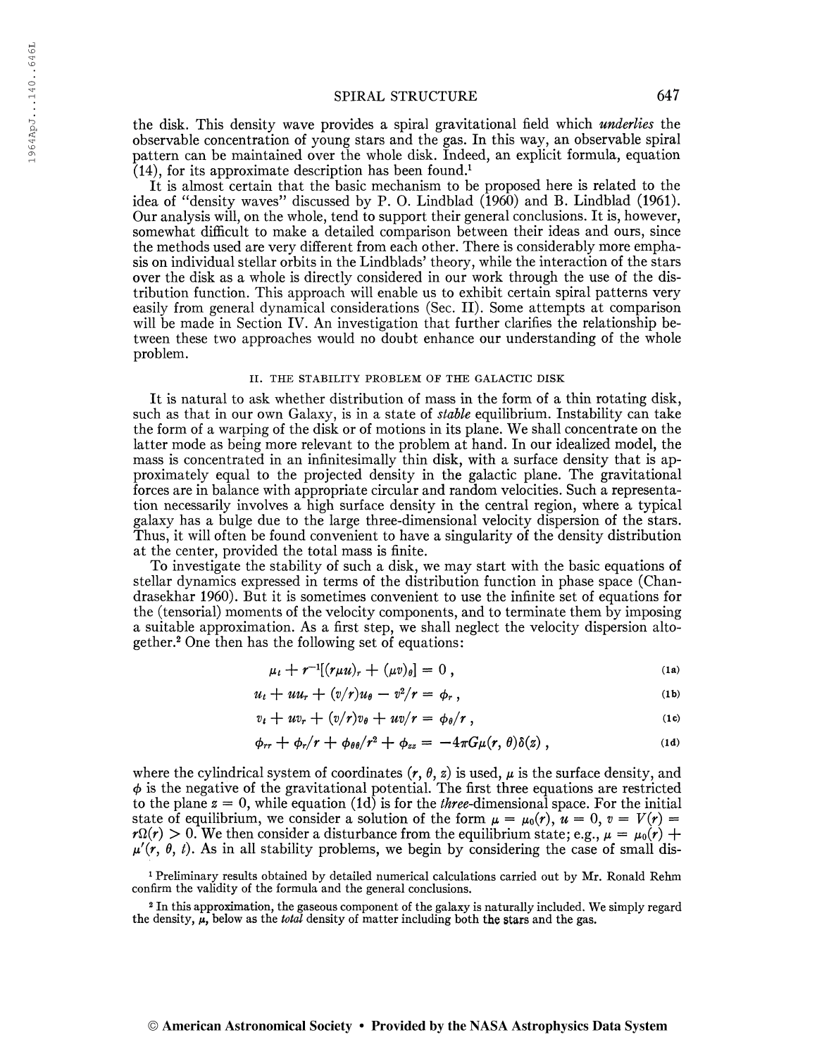the disk. This density wave provides a spiral gravitational field which *underlies* the observable concentration of young stars and the gas. In this way, an observable spiral pattern can be maintained over the whole disk. Indeed, an explicit formula, equation (14), for its approximate description has been found.[1]

It is almost certain that the basic mechanism to be proposed here is related to the idea of "density waves" discussed by P. O. Lindblad (1960) and B. Lindblad (1961). Our analysis will, on the whole, tend to support their general conclusions. It is, however, somewhat difficult to make a detailed comparison between their ideas and ours, since the methods used are very different from each other. There is considerably more emphasis on individual stellar orbits in the Lindblads' theory, while the interaction of the stars over the disk as a whole is directly considered in our work through the use of the distribution function. This approach will enable us to exhibit certain spiral patterns very easily from general dynamical considerations (Sec. II). Some attempts at comparison will be made in Section IV. An investigation that further clarifies the relationship between these two approaches would no doubt enhance our understanding of the whole problem.

## II. THE STABILITY PROBLEM OF THE GALACTIC DISK

It is natural to ask whether distribution of mass in the form of a thin rotating disk, such as that in our own Galaxy, is in a state of *stable* equilibrium. Instability can take the form of a warping of the disk or of motions in its plane. We shall concentrate on the latter mode as being more relevant to the problem at hand. In our idealized model, the mass is concentrated in an infinitesimally thin disk, with a surface density that is approximately equal to the projected density in the galactic plane. The gravitational forces are in balance with appropriate circular and random velocities. Such a representation necessarily involves a high surface density in the central region, where a typical galaxy has a bulge due to the large three-dimensional velocity dispersion of the stars. Thus, it will often be found convenient to have a singularity of the density distribution at the center, provided the total mass is finite.

To investigate the stability of such a disk, we may start with the basic equations of stellar dynamics expressed in terms of the distribution function in phase space (Chandrasekhar 1960). But it is sometimes convenient to use the infinite set of equations for the (tensorial) moments of the velocity components, and to terminate them by imposing a suitable approximation. As a first step, we shall neglect the velocity dispersion altogether.[2] One then has the following set of equations:

$$\mu_t + r^{-1}[(r\mu u)_r + (\mu v)_\theta] = 0\,, \tag{1a}$$

$$u_t + uu_r + (v/r)u_\theta - v^2/r = \phi_r\,, \tag{1b}$$

$$v_t + uv_r + (v/r)v_\theta + uv/r = \phi_\theta/r\,, \tag{1c}$$

$$\phi_{rr} + \phi_r/r + \phi_{\theta\theta}/r^2 + \phi_{zz} = -4\pi G\mu(r, \theta)\delta(z)\,, \tag{1d}$$

where the cylindrical system of coordinates $(r, \theta, z)$ is used, $\mu$ is the surface density, and $\phi$ is the negative of the gravitational potential. The first three equations are restricted to the plane $z = 0$, while equation (1d) is for the *three*-dimensional space. For the initial state of equilibrium, we consider a solution of the form $\mu = \mu_0(r)$, $u = 0$, $v = V(r) = r\Omega(r) > 0$. We then consider a disturbance from the equilibrium state; e.g., $\mu = \mu_0(r) + \mu'(r, \theta, t)$. As in all stability problems, we begin by considering the case of small dis-

[1] Preliminary results obtained by detailed numerical calculations carried out by Mr. Ronald Rehm confirm the validity of the formula and the general conclusions.

[2] In this approximation, the gaseous component of the galaxy is naturally included. We simply regard the density, $\mu$, below as the *total* density of matter including both the stars and the gas.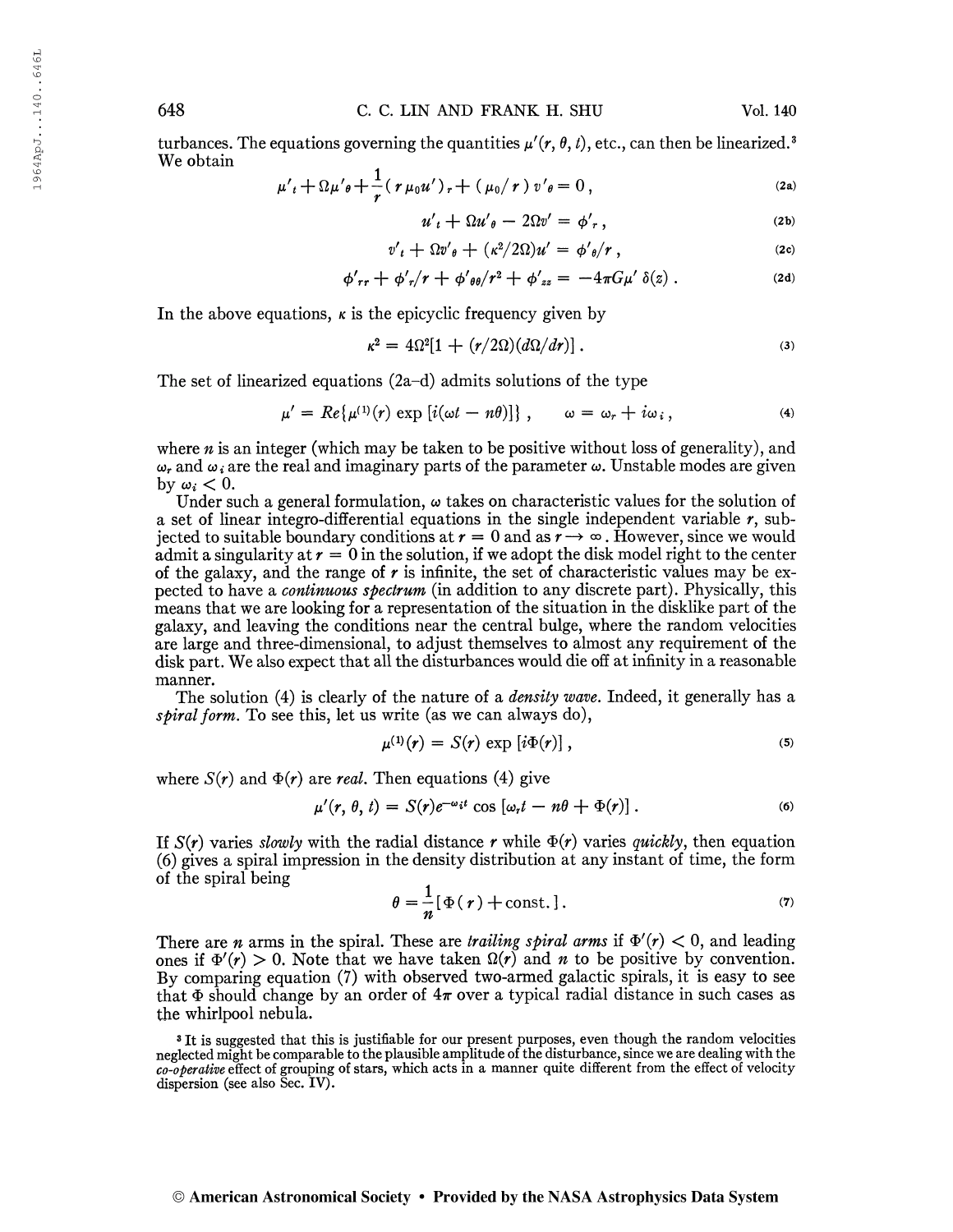turbances. The equations governing the quantities $\mu'(r, \theta, t)$, etc., can then be linearized.[3] We obtain

$$\mu'_t + \Omega\mu'_\theta + \frac{1}{r}(r\mu_0 u')_r + (\mu_0/r)v'_\theta = 0\,, \tag{2a}$$

$$u'_t + \Omega u'_\theta - 2\Omega v' = \phi'_r\,, \tag{2b}$$

$$v'_t + \Omega v'_\theta + (\kappa^2/2\Omega)u' = \phi'_\theta/r\,, \tag{2c}$$

$$\phi'_{rr} + \phi'_r/r + \phi'_{\theta\theta}/r^2 + \phi'_{zz} = -4\pi G\mu'\,\delta(z)\,. \tag{2d}$$

In the above equations, $\kappa$ is the epicyclic frequency given by

$$\kappa^2 = 4\Omega^2[1 + (r/2\Omega)(d\Omega/dr)]\,. \tag{3}$$

The set of linearized equations (2a–d) admits solutions of the type

$$\mu' = Re\{\mu^{(1)}(r)\exp[i(\omega t - n\theta)]\}\,, \qquad \omega = \omega_r + i\omega_i\,, \tag{4}$$

where $n$ is an integer (which may be taken to be positive without loss of generality), and $\omega_r$ and $\omega_i$ are the real and imaginary parts of the parameter $\omega$. Unstable modes are given by $\omega_i < 0$.

Under such a general formulation, $\omega$ takes on characteristic values for the solution of a set of linear integro-differential equations in the single independent variable $r$, subjected to suitable boundary conditions at $r = 0$ and as $r \to \infty$. However, since we would admit a singularity at $r = 0$ in the solution, if we adopt the disk model right to the center of the galaxy, and the range of $r$ is infinite, the set of characteristic values may be expected to have a *continuous spectrum* (in addition to any discrete part). Physically, this means that we are looking for a representation of the situation in the disklike part of the galaxy, and leaving the conditions near the central bulge, where the random velocities are large and three-dimensional, to adjust themselves to almost any requirement of the disk part. We also expect that all the disturbances would die off at infinity in a reasonable manner.

The solution (4) is clearly of the nature of a *density wave*. Indeed, it generally has a *spiral form*. To see this, let us write (as we can always do),

$$\mu^{(1)}(r) = S(r)\exp[i\Phi(r)]\,, \tag{5}$$

where $S(r)$ and $\Phi(r)$ are *real*. Then equations (4) give

$$\mu'(r, \theta, t) = S(r)e^{-\omega_i t}\cos[\omega_r t - n\theta + \Phi(r)]\,. \tag{6}$$

If $S(r)$ varies *slowly* with the radial distance $r$ while $\Phi(r)$ varies *quickly*, then equation (6) gives a spiral impression in the density distribution at any instant of time, the form of the spiral being

$$\theta = \frac{1}{n}[\Phi(r) + \text{const.}]\,. \tag{7}$$

There are $n$ arms in the spiral. These are *trailing spiral arms* if $\Phi'(r) < 0$, and leading ones if $\Phi'(r) > 0$. Note that we have taken $\Omega(r)$ and $n$ to be positive by convention. By comparing equation (7) with observed two-armed galactic spirals, it is easy to see that $\Phi$ should change by an order of $4\pi$ over a typical radial distance in such cases as the whirlpool nebula.

[3] It is suggested that this is justifiable for our present purposes, even though the random velocities neglected might be comparable to the plausible amplitude of the disturbance, since we are dealing with the *co-operative* effect of grouping of stars, which acts in a manner quite different from the effect of velocity dispersion (see also Sec. IV).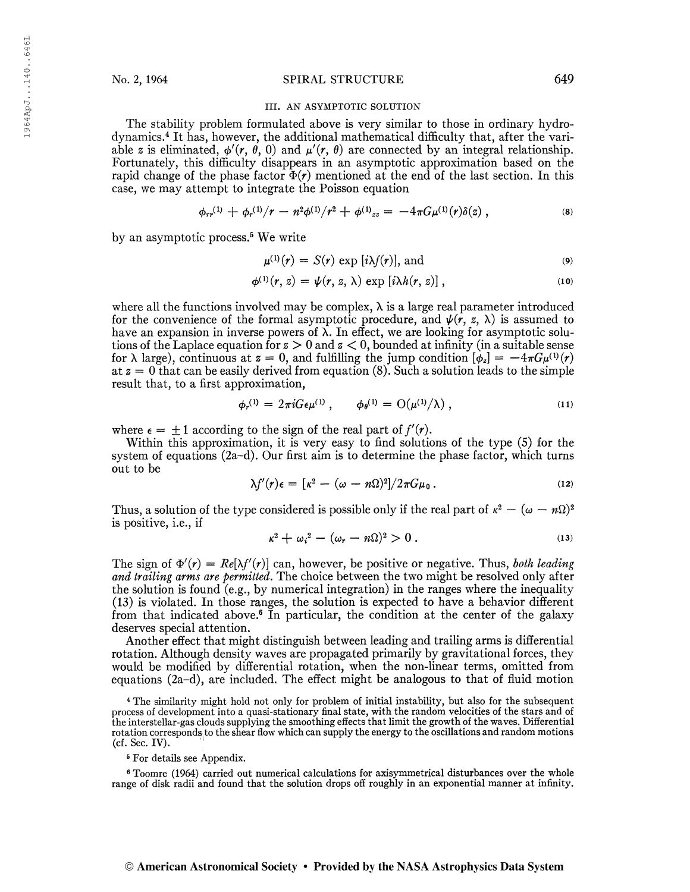### III. AN ASYMPTOTIC SOLUTION

The stability problem formulated above is very similar to those in ordinary hydrodynamics.[4] It has, however, the additional mathematical difficulty that, after the variable $z$ is eliminated, $\phi'(r, \theta, 0)$ and $\mu'(r, \theta)$ are connected by an integral relationship. Fortunately, this difficulty disappears in an asymptotic approximation based on the rapid change of the phase factor $\Phi(r)$ mentioned at the end of the last section. In this case, we may attempt to integrate the Poisson equation

$$\phi_{rr}^{(1)} + \phi_r^{(1)}/r - n^2\phi^{(1)}/r^2 + \phi^{(1)}_{zz} = -4\pi G\mu^{(1)}(r)\delta(z) , \tag{8}$$

by an asymptotic process.[5] We write

$$\mu^{(1)}(r) = S(r) \exp[i\lambda f(r)], \text{ and} \tag{9}$$

$$\phi^{(1)}(r, z) = \psi(r, z, \lambda) \exp[i\lambda h(r, z)] , \tag{10}$$

where all the functions involved may be complex, $\lambda$ is a large real parameter introduced for the convenience of the formal asymptotic procedure, and $\psi(r, z, \lambda)$ is assumed to have an expansion in inverse powers of $\lambda$. In effect, we are looking for asymptotic solutions of the Laplace equation for $z > 0$ and $z < 0$, bounded at infinity (in a suitable sense for $\lambda$ large), continuous at $z = 0$, and fulfilling the jump condition $[\phi_z] = -4\pi G\mu^{(1)}(r)$ at $z = 0$ that can be easily derived from equation (8). Such a solution leads to the simple result that, to a first approximation,

$$\phi_r^{(1)} = 2\pi i G\epsilon\mu^{(1)} , \qquad \phi_\theta^{(1)} = O(\mu^{(1)}/\lambda) , \tag{11}$$

where $\epsilon = \pm 1$ according to the sign of the real part of $f'(r)$.

Within this approximation, it is very easy to find solutions of the type (5) for the system of equations (2a–d). Our first aim is to determine the phase factor, which turns out to be

$$\lambda f'(r)\epsilon = [\kappa^2 - (\omega - n\Omega)^2]/2\pi G\mu_0 . \tag{12}$$

Thus, a solution of the type considered is possible only if the real part of $\kappa^2 - (\omega - n\Omega)^2$ is positive, i.e., if

$$\kappa^2 + \omega_i^2 - (\omega_r - n\Omega)^2 > 0 . \tag{13}$$

The sign of $\Phi'(r) = Re[\lambda f'(r)]$ can, however, be positive or negative. Thus, *both leading and trailing arms are permitted*. The choice between the two might be resolved only after the solution is found (e.g., by numerical integration) in the ranges where the inequality (13) is violated. In those ranges, the solution is expected to have a behavior different from that indicated above.[6] In particular, the condition at the center of the galaxy deserves special attention.

Another effect that might distinguish between leading and trailing arms is differential rotation. Although density waves are propagated primarily by gravitational forces, they would be modified by differential rotation, when the non-linear terms, omitted from equations (2a–d), are included. The effect might be analogous to that of fluid motion

[4] The similarity might hold not only for problem of initial instability, but also for the subsequent process of development into a quasi-stationary final state, with the random velocities of the stars and of the interstellar-gas clouds supplying the smoothing effects that limit the growth of the waves. Differential rotation corresponds to the shear flow which can supply the energy to the oscillations and random motions (cf. Sec. IV).

[5] For details see Appendix.

[6] Toomre (1964) carried out numerical calculations for axisymmetrical disturbances over the whole range of disk radii and found that the solution drops off roughly in an exponential manner at infinity.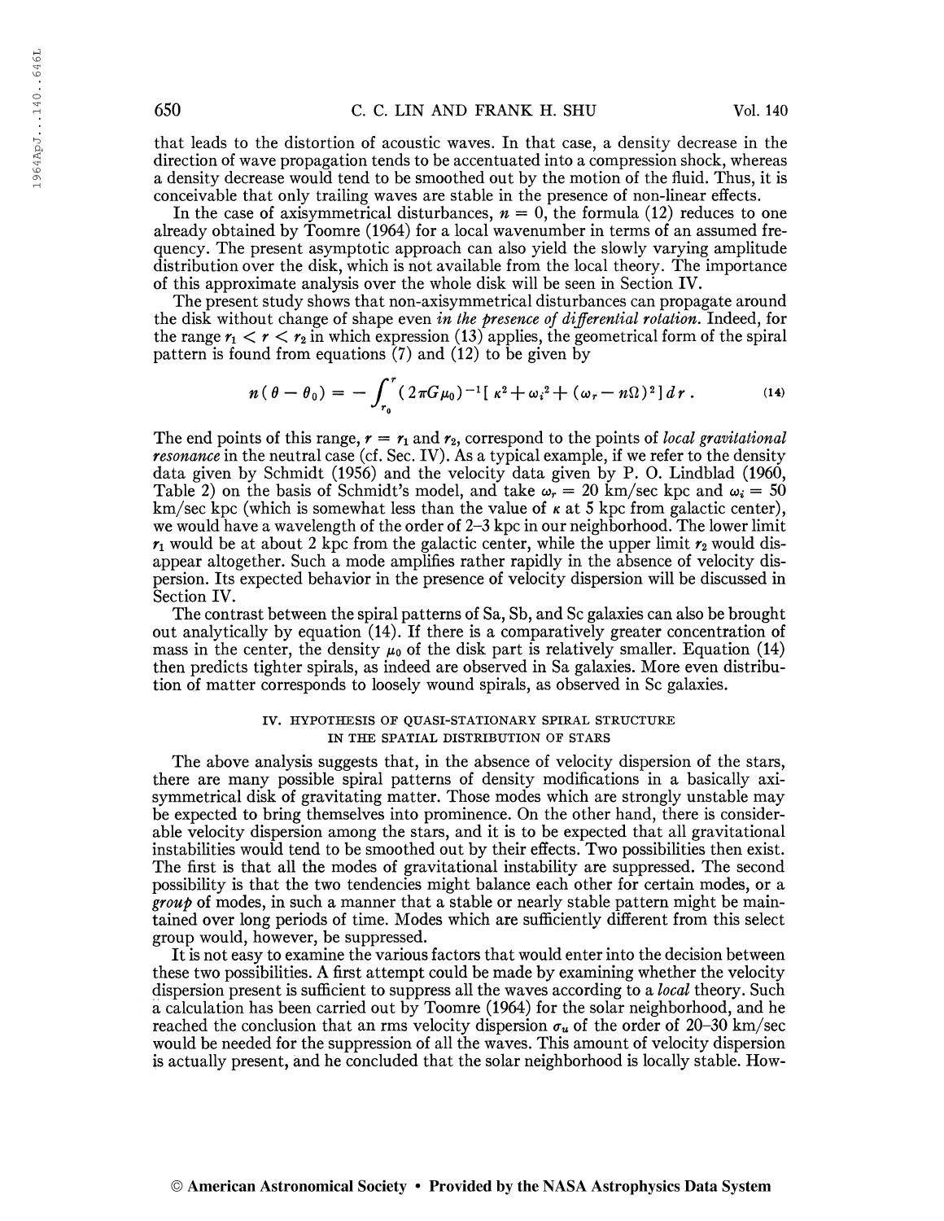that leads to the distortion of acoustic waves. In that case, a density decrease in the direction of wave propagation tends to be accentuated into a compression shock, whereas a density decrease would tend to be smoothed out by the motion of the fluid. Thus, it is conceivable that only trailing waves are stable in the presence of non-linear effects.

In the case of axisymmetrical disturbances, $n = 0$, the formula (12) reduces to one already obtained by Toomre (1964) for a local wavenumber in terms of an assumed frequency. The present asymptotic approach can also yield the slowly varying amplitude distribution over the disk, which is not available from the local theory. The importance of this approximate analysis over the whole disk will be seen in Section IV.

The present study shows that non-axisymmetrical disturbances can propagate around the disk without change of shape even *in the presence of differential rotation.* Indeed, for the range $r_1 < r < r_2$ in which expression (13) applies, the geometrical form of the spiral pattern is found from equations (7) and (12) to be given by

$$n(\theta - \theta_0) = -\int_{r_0}^{r} (2\pi G\mu_0)^{-1}[\kappa^2 + \omega_i^2 + (\omega_r - n\Omega)^2]\, dr \,. \tag{14}$$

The end points of this range, $r = r_1$ and $r_2$, correspond to the points of *local gravitational resonance* in the neutral case (cf. Sec. IV). As a typical example, if we refer to the density data given by Schmidt (1956) and the velocity data given by P. O. Lindblad (1960, Table 2) on the basis of Schmidt's model, and take $\omega_r = 20$ km/sec kpc and $\omega_i = 50$ km/sec kpc (which is somewhat less than the value of $\kappa$ at 5 kpc from galactic center), we would have a wavelength of the order of 2–3 kpc in our neighborhood. The lower limit $r_1$ would be at about 2 kpc from the galactic center, while the upper limit $r_2$ would disappear altogether. Such a mode amplifies rather rapidly in the absence of velocity dispersion. Its expected behavior in the presence of velocity dispersion will be discussed in Section IV.

The contrast between the spiral patterns of Sa, Sb, and Sc galaxies can also be brought out analytically by equation (14). If there is a comparatively greater concentration of mass in the center, the density $\mu_0$ of the disk part is relatively smaller. Equation (14) then predicts tighter spirals, as indeed are observed in Sa galaxies. More even distribution of matter corresponds to loosely wound spirals, as observed in Sc galaxies.

## IV. HYPOTHESIS OF QUASI-STATIONARY SPIRAL STRUCTURE IN THE SPATIAL DISTRIBUTION OF STARS

The above analysis suggests that, in the absence of velocity dispersion of the stars, there are many possible spiral patterns of density modifications in a basically axisymmetrical disk of gravitating matter. Those modes which are strongly unstable may be expected to bring themselves into prominence. On the other hand, there is considerable velocity dispersion among the stars, and it is to be expected that all gravitational instabilities would tend to be smoothed out by their effects. Two possibilities then exist. The first is that all the modes of gravitational instability are suppressed. The second possibility is that the two tendencies might balance each other for certain modes, or a *group* of modes, in such a manner that a stable or nearly stable pattern might be maintained over long periods of time. Modes which are sufficiently different from this select group would, however, be suppressed.

It is not easy to examine the various factors that would enter into the decision between these two possibilities. A first attempt could be made by examining whether the velocity dispersion present is sufficient to suppress all the waves according to a *local* theory. Such a calculation has been carried out by Toomre (1964) for the solar neighborhood, and he reached the conclusion that an rms velocity dispersion $\sigma_u$ of the order of 20–30 km/sec would be needed for the suppression of all the waves. This amount of velocity dispersion is actually present, and he concluded that the solar neighborhood is locally stable. How-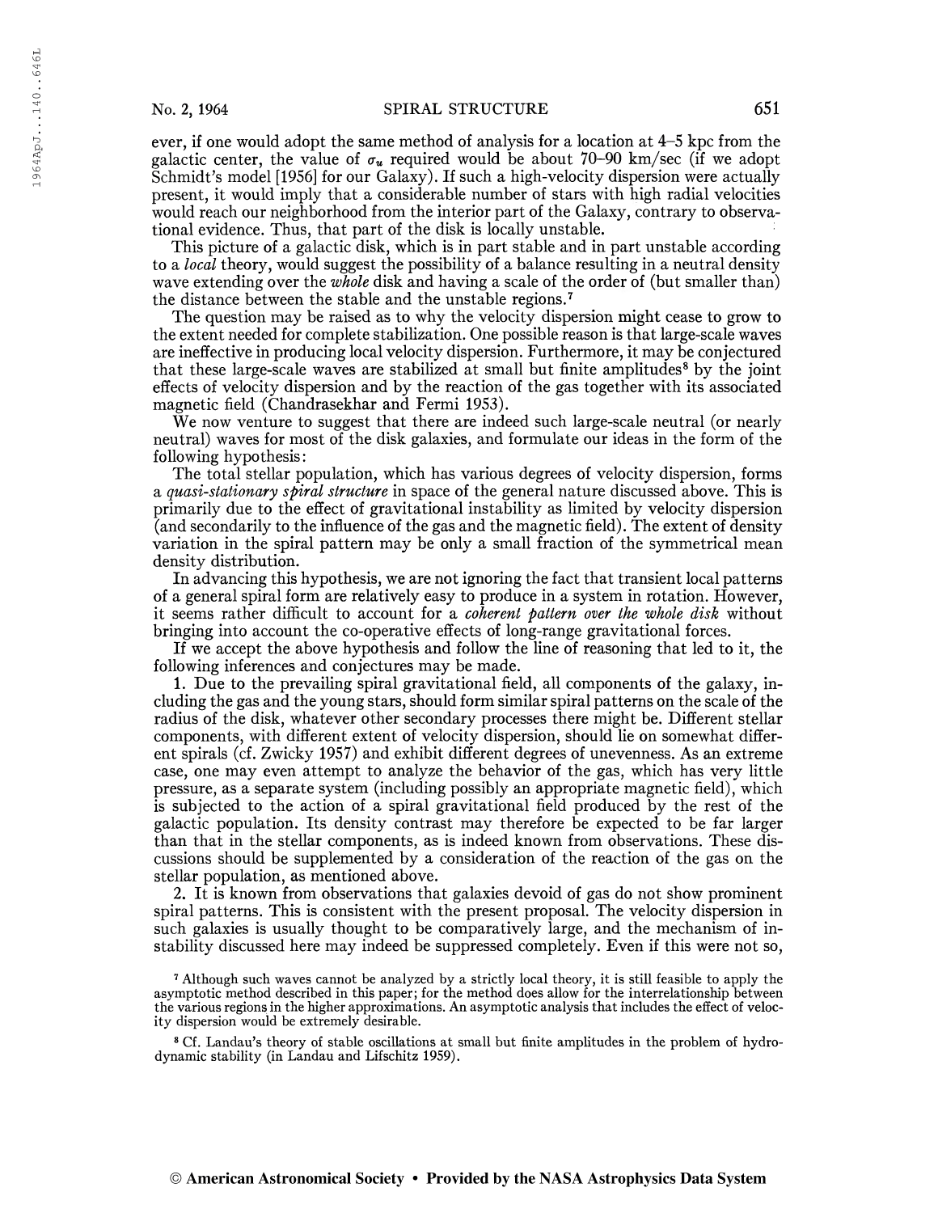ever, if one would adopt the same method of analysis for a location at 4–5 kpc from the galactic center, the value of $\sigma_u$ required would be about 70–90 km/sec (if we adopt Schmidt's model [1956] for our Galaxy). If such a high-velocity dispersion were actually present, it would imply that a considerable number of stars with high radial velocities would reach our neighborhood from the interior part of the Galaxy, contrary to observational evidence. Thus, that part of the disk is locally unstable.

This picture of a galactic disk, which is in part stable and in part unstable according to a *local* theory, would suggest the possibility of a balance resulting in a neutral density wave extending over the *whole* disk and having a scale of the order of (but smaller than) the distance between the stable and the unstable regions.[7]

The question may be raised as to why the velocity dispersion might cease to grow to the extent needed for complete stabilization. One possible reason is that large-scale waves are ineffective in producing local velocity dispersion. Furthermore, it may be conjectured that these large-scale waves are stabilized at small but finite amplitudes[8] by the joint effects of velocity dispersion and by the reaction of the gas together with its associated magnetic field (Chandrasekhar and Fermi 1953).

We now venture to suggest that there are indeed such large-scale neutral (or nearly neutral) waves for most of the disk galaxies, and formulate our ideas in the form of the following hypothesis:

The total stellar population, which has various degrees of velocity dispersion, forms a *quasi-stationary spiral structure* in space of the general nature discussed above. This is primarily due to the effect of gravitational instability as limited by velocity dispersion (and secondarily to the influence of the gas and the magnetic field). The extent of density variation in the spiral pattern may be only a small fraction of the symmetrical mean density distribution.

In advancing this hypothesis, we are not ignoring the fact that transient local patterns of a general spiral form are relatively easy to produce in a system in rotation. However, it seems rather difficult to account for a *coherent pattern over the whole disk* without bringing into account the co-operative effects of long-range gravitational forces.

If we accept the above hypothesis and follow the line of reasoning that led to it, the following inferences and conjectures may be made.

1. Due to the prevailing spiral gravitational field, all components of the galaxy, including the gas and the young stars, should form similar spiral patterns on the scale of the radius of the disk, whatever other secondary processes there might be. Different stellar components, with different extent of velocity dispersion, should lie on somewhat different spirals (cf. Zwicky 1957) and exhibit different degrees of unevenness. As an extreme case, one may even attempt to analyze the behavior of the gas, which has very little pressure, as a separate system (including possibly an appropriate magnetic field), which is subjected to the action of a spiral gravitational field produced by the rest of the galactic population. Its density contrast may therefore be expected to be far larger than that in the stellar components, as is indeed known from observations. These discussions should be supplemented by a consideration of the reaction of the gas on the stellar population, as mentioned above.

2. It is known from observations that galaxies devoid of gas do not show prominent spiral patterns. This is consistent with the present proposal. The velocity dispersion in such galaxies is usually thought to be comparatively large, and the mechanism of instability discussed here may indeed be suppressed completely. Even if this were not so,

[7] Although such waves cannot be analyzed by a strictly local theory, it is still feasible to apply the asymptotic method described in this paper; for the method does allow for the interrelationship between the various regions in the higher approximations. An asymptotic analysis that includes the effect of velocity dispersion would be extremely desirable.

[8] Cf. Landau's theory of stable oscillations at small but finite amplitudes in the problem of hydrodynamic stability (in Landau and Lifschitz 1959).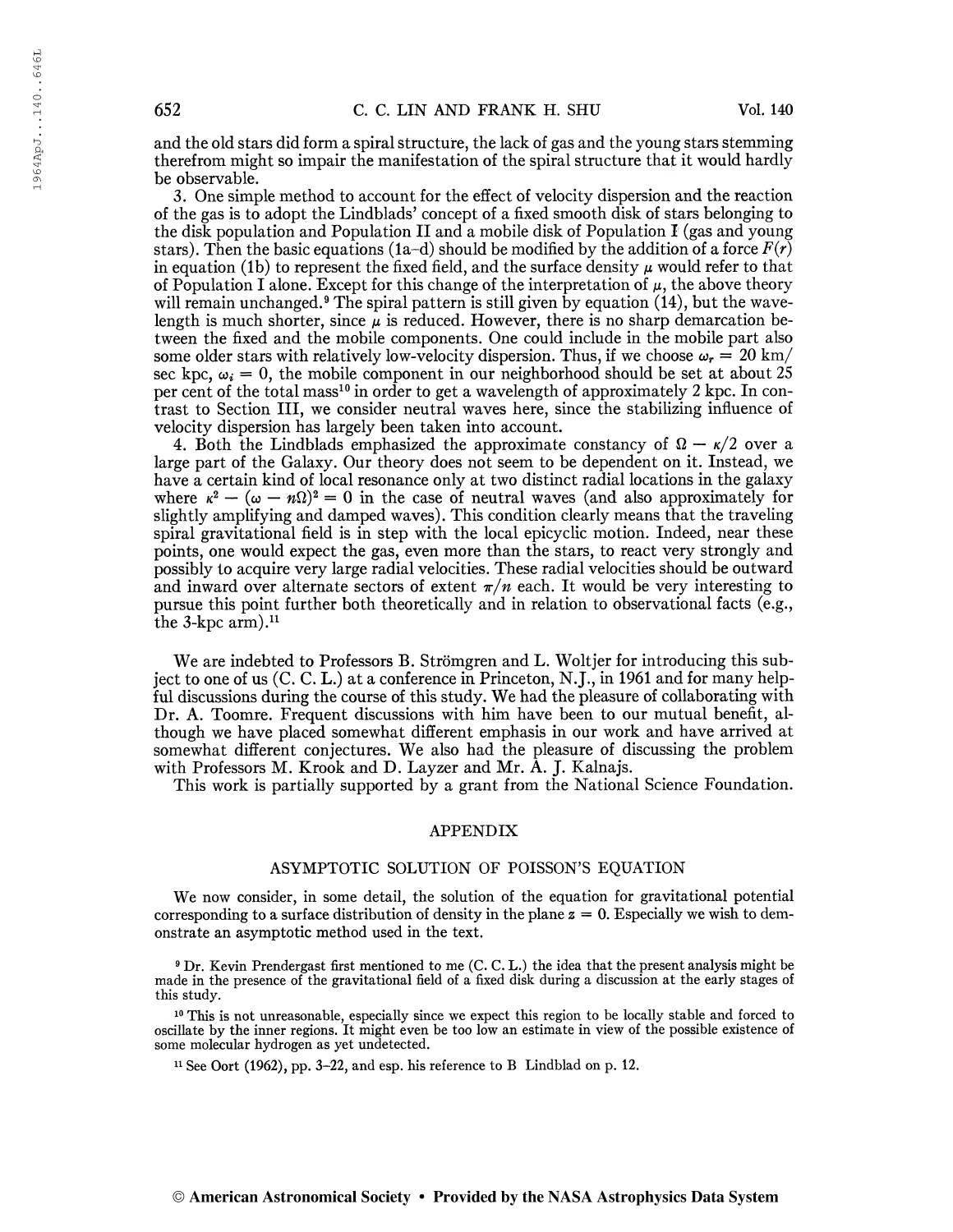and the old stars did form a spiral structure, the lack of gas and the young stars stemming therefrom might so impair the manifestation of the spiral structure that it would hardly be observable.

3. One simple method to account for the effect of velocity dispersion and the reaction of the gas is to adopt the Lindblads' concept of a fixed smooth disk of stars belonging to the disk population and Population II and a mobile disk of Population I (gas and young stars). Then the basic equations (1a–d) should be modified by the addition of a force $F(r)$ in equation (1b) to represent the fixed field, and the surface density $\mu$ would refer to that of Population I alone. Except for this change of the interpretation of $\mu$, the above theory will remain unchanged.[9] The spiral pattern is still given by equation (14), but the wavelength is much shorter, since $\mu$ is reduced. However, there is no sharp demarcation between the fixed and the mobile components. One could include in the mobile part also some older stars with relatively low-velocity dispersion. Thus, if we choose $\omega_r = 20$ km/sec kpc, $\omega_i = 0$, the mobile component in our neighborhood should be set at about 25 per cent of the total mass[10] in order to get a wavelength of approximately 2 kpc. In contrast to Section III, we consider neutral waves here, since the stabilizing influence of velocity dispersion has largely been taken into account.

4. Both the Lindblads emphasized the approximate constancy of $\Omega - \kappa/2$ over a large part of the Galaxy. Our theory does not seem to be dependent on it. Instead, we have a certain kind of local resonance only at two distinct radial locations in the galaxy where $\kappa^2 - (\omega - n\Omega)^2 = 0$ in the case of neutral waves (and also approximately for slightly amplifying and damped waves). This condition clearly means that the traveling spiral gravitational field is in step with the local epicyclic motion. Indeed, near these points, one would expect the gas, even more than the stars, to react very strongly and possibly to acquire very large radial velocities. These radial velocities should be outward and inward over alternate sectors of extent $\pi/n$ each. It would be very interesting to pursue this point further both theoretically and in relation to observational facts (e.g., the 3-kpc arm).[11]

We are indebted to Professors B. Strömgren and L. Woltjer for introducing this subject to one of us (C. C. L.) at a conference in Princeton, N.J., in 1961 and for many helpful discussions during the course of this study. We had the pleasure of collaborating with Dr. A. Toomre. Frequent discussions with him have been to our mutual benefit, although we have placed somewhat different emphasis in our work and have arrived at somewhat different conjectures. We also had the pleasure of discussing the problem with Professors M. Krook and D. Layzer and Mr. A. J. Kalnajs.

This work is partially supported by a grant from the National Science Foundation.

## APPENDIX

### ASYMPTOTIC SOLUTION OF POISSON'S EQUATION

We now consider, in some detail, the solution of the equation for gravitational potential corresponding to a surface distribution of density in the plane $z = 0$. Especially we wish to demonstrate an asymptotic method used in the text.

---

[9] Dr. Kevin Prendergast first mentioned to me (C. C. L.) the idea that the present analysis might be made in the presence of the gravitational field of a fixed disk during a discussion at the early stages of this study.

[10] This is not unreasonable, especially since we expect this region to be locally stable and forced to oscillate by the inner regions. It might even be too low an estimate in view of the possible existence of some molecular hydrogen as yet undetected.

[11] See Oort (1962), pp. 3–22, and esp. his reference to B Lindblad on p. 12.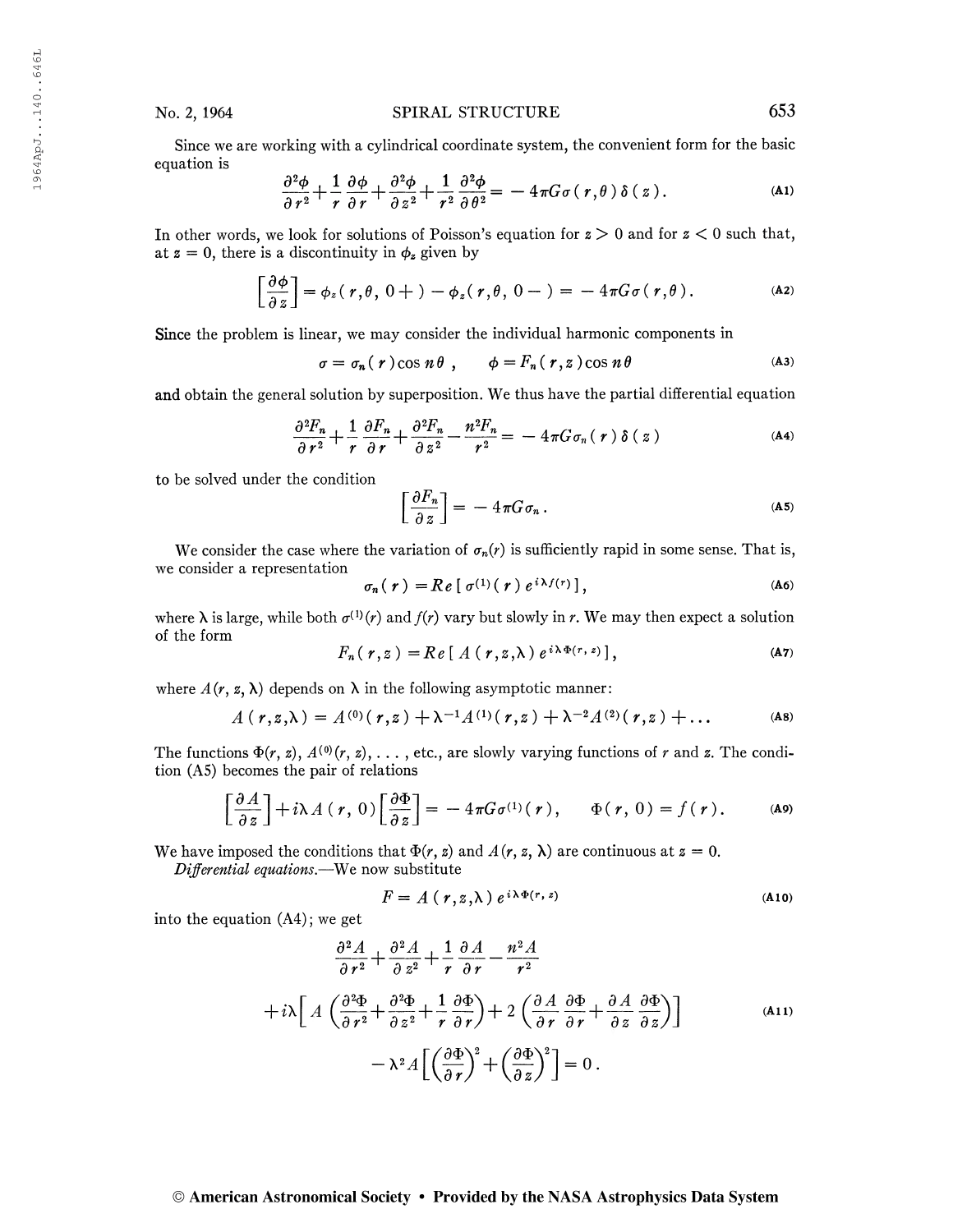Since we are working with a cylindrical coordinate system, the convenient form for the basic equation is

$$\frac{\partial^2 \phi}{\partial r^2}+\frac{1}{r}\frac{\partial \phi}{\partial r}+\frac{\partial^2 \phi}{\partial z^2}+\frac{1}{r^2}\frac{\partial^2 \phi}{\partial \theta^2}=-4\pi G\sigma(r,\theta)\,\delta(z). \tag{A1}$$

In other words, we look for solutions of Poisson's equation for $z > 0$ and for $z < 0$ such that, at $z = 0$, there is a discontinuity in $\phi_z$ given by

$$\left[\frac{\partial \phi}{\partial z}\right]=\phi_z(r,\theta,0+)-\phi_z(r,\theta,0-)=-4\pi G\sigma(r,\theta). \tag{A2}$$

Since the problem is linear, we may consider the individual harmonic components in

$$\sigma=\sigma_n(r)\cos n\theta\,,\qquad \phi=F_n(r,z)\cos n\theta \tag{A3}$$

and obtain the general solution by superposition. We thus have the partial differential equation

$$\frac{\partial^2 F_n}{\partial r^2}+\frac{1}{r}\frac{\partial F_n}{\partial r}+\frac{\partial^2 F_n}{\partial z^2}-\frac{n^2F_n}{r^2}=-4\pi G\sigma_n(r)\,\delta(z) \tag{A4}$$

to be solved under the condition

$$\left[\frac{\partial F_n}{\partial z}\right]=-4\pi G\sigma_n\,. \tag{A5}$$

We consider the case where the variation of $\sigma_n(r)$ is sufficiently rapid in some sense. That is, we consider a representation

$$\sigma_n(r)=Re\left[\sigma^{(1)}(r)\,e^{i\lambda f(r)}\right], \tag{A6}$$

where $\lambda$ is large, while both $\sigma^{(1)}(r)$ and $f(r)$ vary but slowly in $r$. We may then expect a solution of the form

$$F_n(r,z)=Re\left[A(r,z,\lambda)\,e^{i\lambda\Phi(r,z)}\right], \tag{A7}$$

where $A(r, z, \lambda)$ depends on $\lambda$ in the following asymptotic manner:

$$A(r,z,\lambda)=A^{(0)}(r,z)+\lambda^{-1}A^{(1)}(r,z)+\lambda^{-2}A^{(2)}(r,z)+\ldots \tag{A8}$$

The functions $\Phi(r, z)$, $A^{(0)}(r, z)$, $\ldots$, etc., are slowly varying functions of $r$ and $z$. The condition (A5) becomes the pair of relations

$$\left[\frac{\partial A}{\partial z}\right]+i\lambda A(r,0)\left[\frac{\partial \Phi}{\partial z}\right]=-4\pi G\sigma^{(1)}(r),\qquad \Phi(r,0)=f(r). \tag{A9}$$

We have imposed the conditions that $\Phi(r, z)$ and $A(r, z, \lambda)$ are continuous at $z = 0$.

*Differential equations.*—We now substitute

$$F=A(r,z,\lambda)\,e^{i\lambda\Phi(r,z)} \tag{A10}$$

into the equation (A4); we get

$$\begin{aligned}&\frac{\partial^2 A}{\partial r^2}+\frac{\partial^2 A}{\partial z^2}+\frac{1}{r}\frac{\partial A}{\partial r}-\frac{n^2 A}{r^2}\\&+i\lambda\left[A\left(\frac{\partial^2 \Phi}{\partial r^2}+\frac{\partial^2 \Phi}{\partial z^2}+\frac{1}{r}\frac{\partial \Phi}{\partial r}\right)+2\left(\frac{\partial A}{\partial r}\frac{\partial \Phi}{\partial r}+\frac{\partial A}{\partial z}\frac{\partial \Phi}{\partial z}\right)\right]\\&-\lambda^2 A\left[\left(\frac{\partial \Phi}{\partial r}\right)^2+\left(\frac{\partial \Phi}{\partial z}\right)^2\right]=0\,.\end{aligned} \tag{A11}$$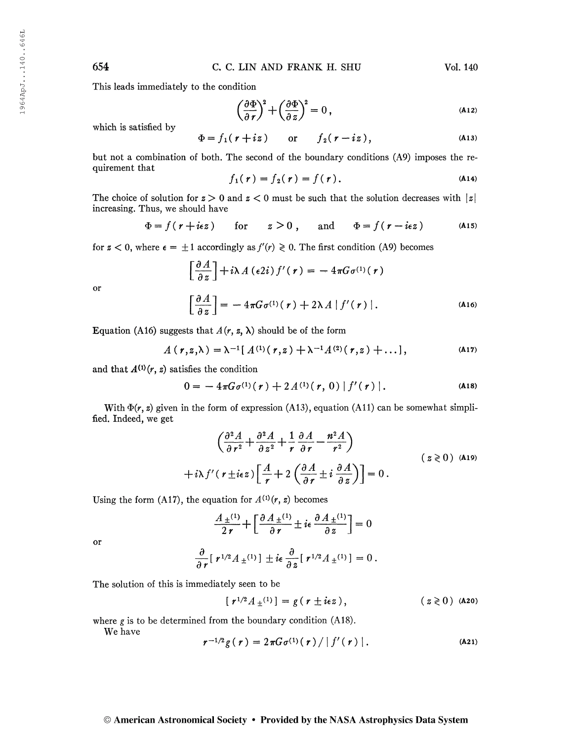This leads immediately to the condition

$$\left(\frac{\partial \Phi}{\partial r}\right)^2 + \left(\frac{\partial \Phi}{\partial z}\right)^2 = 0\,, \tag{A12}$$

which is satisfied by

$$\Phi = f_1(r + iz) \qquad \text{or} \qquad f_2(r - iz)\,, \tag{A13}$$

but not a combination of both. The second of the boundary conditions (A9) imposes the requirement that

$$f_1(r) = f_2(r) = f(r)\,. \tag{A14}$$

The choice of solution for $z > 0$ and $z < 0$ must be such that the solution decreases with $|z|$ increasing. Thus, we should have

$$\Phi = f(r + i\epsilon z) \qquad \text{for} \qquad z > 0\,, \qquad \text{and} \qquad \Phi = f(r - i\epsilon z) \tag{A15}$$

for $z < 0$, where $\epsilon = \pm 1$ accordingly as $f'(r) \gtrless 0$. The first condition (A9) becomes

$$\left[\frac{\partial A}{\partial z}\right] + i\lambda A\,(\epsilon 2i)\,f'(r) = -\,4\pi G\sigma^{(1)}(r)$$

or

$$\left[\frac{\partial A}{\partial z}\right] = -\,4\pi G\sigma^{(1)}(r) + 2\lambda A\,|\,f'(r)\,|\,. \tag{A16}$$

Equation (A16) suggests that $A(r, z, \lambda)$ should be of the form

$$A(r,z,\lambda) = \lambda^{-1}[A^{(1)}(r,z) + \lambda^{-1}A^{(2)}(r,z) + \ldots]\,, \tag{A17}$$

and that $A^{(1)}(r, z)$ satisfies the condition

$$0 = -\,4\pi G\sigma^{(1)}(r) + 2A^{(1)}(r, 0)\,|\,f'(r)\,|\,. \tag{A18}$$

With $\Phi(r, z)$ given in the form of expression (A13), equation (A11) can be somewhat simplified. Indeed, we get

$$\left(\frac{\partial^2 A}{\partial r^2} + \frac{\partial^2 A}{\partial z^2} + \frac{1}{r}\frac{\partial A}{\partial r} - \frac{n^2 A}{r^2}\right) + i\lambda f'(r \pm i\epsilon z)\left[\frac{A}{r} + 2\left(\frac{\partial A}{\partial r} \pm i\,\frac{\partial A}{\partial z}\right)\right] = 0\,. \qquad (z \gtrless 0) \tag{A19}$$

Using the form (A17), the equation for $A^{(1)}(r, z)$ becomes

$$\frac{A_{\pm}^{(1)}}{2r} + \left[\frac{\partial A_{\pm}^{(1)}}{\partial r} \pm i\epsilon\,\frac{\partial A_{\pm}^{(1)}}{\partial z}\right] = 0$$

or

$$\frac{\partial}{\partial r}[\,r^{1/2}A_{\pm}^{(1)}\,] \pm i\epsilon\,\frac{\partial}{\partial z}[\,r^{1/2}A_{\pm}^{(1)}\,] = 0\,.$$

The solution of this is immediately seen to be

$$[\,r^{1/2}A_{\pm}^{(1)}\,] = g(r \pm i\epsilon z)\,, \qquad (z \gtrless 0) \tag{A20}$$

where $g$ is to be determined from the boundary condition (A18).

We have

$$r^{-1/2}g(r) = 2\pi G\sigma^{(1)}(r)/\,|\,f'(r)\,|\,. \tag{A21}$$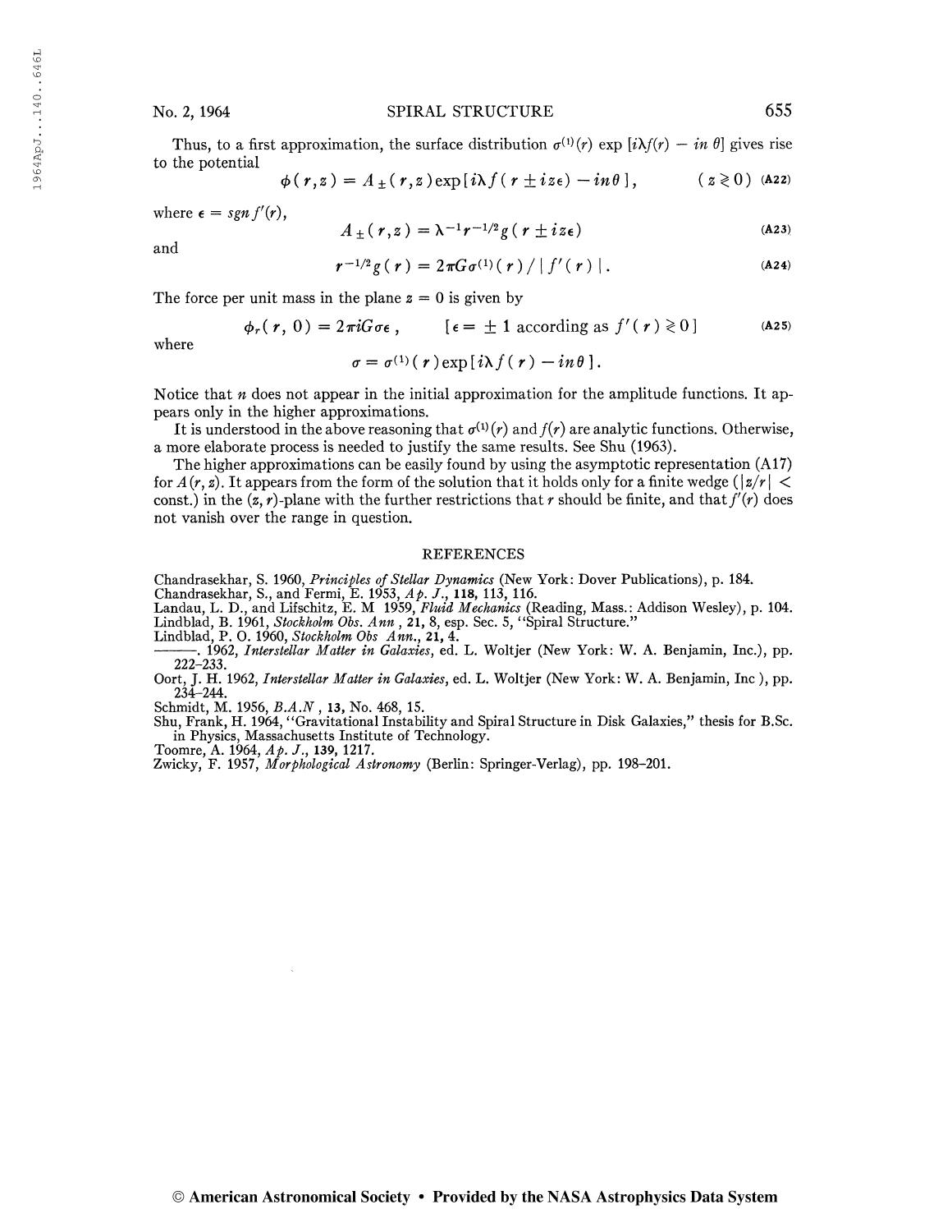Thus, to a first approximation, the surface distribution $\sigma^{(1)}(r) \exp [i\lambda f(r) - in\theta]$ gives rise to the potential

$$\phi(r,z) = A_{\pm}(r,z)\exp[i\lambda f(r \pm iz\epsilon) - in\theta], \qquad (z \gtrless 0) \quad \text{(A22)}$$

where $\epsilon = sgn\, f'(r)$,

$$A_{\pm}(r,z) = \lambda^{-1}r^{-1/2}g(r \pm iz\epsilon) \quad \text{(A23)}$$

and

$$r^{-1/2}g(r) = 2\pi G\sigma^{(1)}(r)/|f'(r)|. \quad \text{(A24)}$$

The force per unit mass in the plane $z = 0$ is given by

$$\phi_r(r, 0) = 2\pi iG\sigma\epsilon, \qquad [\epsilon = \pm 1 \text{ according as } f'(r) \gtrless 0] \quad \text{(A25)}$$

where

$$\sigma = \sigma^{(1)}(r)\exp[i\lambda f(r) - in\theta].$$

Notice that $n$ does not appear in the initial approximation for the amplitude functions. It appears only in the higher approximations.

It is understood in the above reasoning that $\sigma^{(1)}(r)$ and $f(r)$ are analytic functions. Otherwise, a more elaborate process is needed to justify the same results. See Shu (1963).

The higher approximations can be easily found by using the asymptotic representation (A17) for $A(r, z)$. It appears from the form of the solution that it holds only for a finite wedge ($|z/r| <$ const.) in the $(z, r)$-plane with the further restrictions that $r$ should be finite, and that $f'(r)$ does not vanish over the range in question.

## REFERENCES

Chandrasekhar, S. 1960, *Principles of Stellar Dynamics* (New York: Dover Publications), p. 184.
Chandrasekhar, S., and Fermi, E. 1953, *Ap. J.*, **118**, 113, 116.
Landau, L. D., and Lifschitz, E. M 1959, *Fluid Mechanics* (Reading, Mass.: Addison Wesley), p. 104.
Lindblad, B. 1961, *Stockholm Obs. Ann*, **21**, 8, esp. Sec. 5, "Spiral Structure."
Lindblad, P. O. 1960, *Stockholm Obs Ann.*, **21**, 4.
———. 1962, *Interstellar Matter in Galaxies*, ed. L. Woltjer (New York: W. A. Benjamin, Inc.), pp. 222–233.
Oort, J. H. 1962, *Interstellar Matter in Galaxies*, ed. L. Woltjer (New York: W. A. Benjamin, Inc ), pp. 234–244.
Schmidt, M. 1956, *B.A.N*, **13**, No. 468, 15.
Shu, Frank, H. 1964, "Gravitational Instability and Spiral Structure in Disk Galaxies," thesis for B.Sc. in Physics, Massachusetts Institute of Technology.
Toomre, A. 1964, *Ap. J.*, **139**, 1217.
Zwicky, F. 1957, *Morphological Astronomy* (Berlin: Springer-Verlag), pp. 198–201.